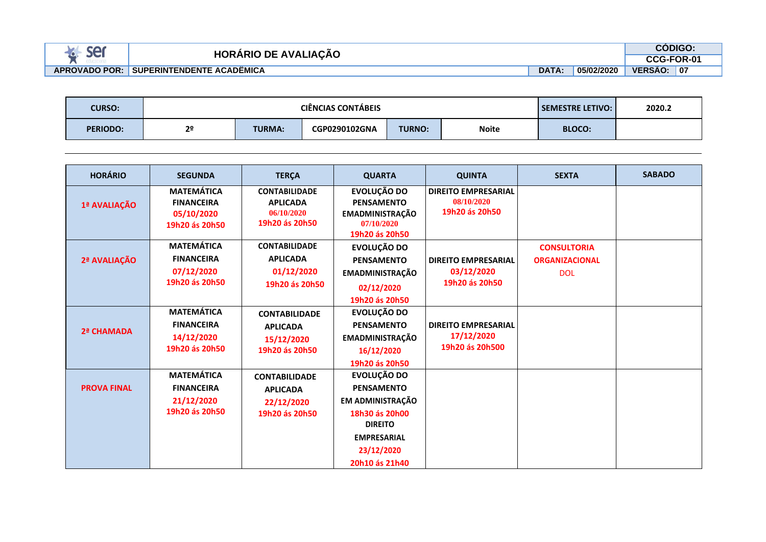| ser educacional | HORÁRIO DE AVALIAÇÃO | | | CÓDIGO: CCG-FOR-01 |
|---|---|---|---|---|
| APROVADO POR: | SUPERINTENDENTE ACADÊMICA | DATA: | 05/02/2020 | VERSÃO: 07 |

| CURSO: | CIÊNCIAS CONTÁBEIS | | | | | SEMESTRE LETIVO: | 2020.2 |
|---|---|---|---|---|---|---|---|
| PERIODO: | 2º | TURMA: | CGP0290102GNA | TURNO: | Noite | BLOCO: | |

| HORÁRIO | SEGUNDA | TERÇA | QUARTA | QUINTA | SEXTA | SABADO |
|---|---|---|---|---|---|---|
| 1ª AVALIAÇÃO | MATEMÁTICA FINANCEIRA 05/10/2020 19h20 ás 20h50 | CONTABILIDADE APLICADA 06/10/2020 19h20 ás 20h50 | EVOLUÇÃO DO PENSAMENTO EMADMINISTRAÇÃO 07/10/2020 19h20 ás 20h50 | DIREITO EMPRESARIAL 08/10/2020 19h20 ás 20h50 | | |
| 2ª AVALIAÇÃO | MATEMÁTICA FINANCEIRA 07/12/2020 19h20 ás 20h50 | CONTABILIDADE APLICADA 01/12/2020 19h20 ás 20h50 | EVOLUÇÃO DO PENSAMENTO EMADMINISTRAÇÃO 02/12/2020 19h20 ás 20h50 | DIREITO EMPRESARIAL 03/12/2020 19h20 ás 20h50 | CONSULTORIA ORGANIZACIONAL DOL | |
| 2ª CHAMADA | MATEMÁTICA FINANCEIRA 14/12/2020 19h20 ás 20h50 | CONTABILIDADE APLICADA 15/12/2020 19h20 ás 20h50 | EVOLUÇÃO DO PENSAMENTO EMADMINISTRAÇÃO 16/12/2020 19h20 ás 20h50 | DIREITO EMPRESARIAL 17/12/2020 19h20 ás 20h500 | | |
| PROVA FINAL | MATEMÁTICA FINANCEIRA 21/12/2020 19h20 ás 20h50 | CONTABILIDADE APLICADA 22/12/2020 19h20 ás 20h50 | EVOLUÇÃO DO PENSAMENTO EM ADMINISTRAÇÃO 18h30 ás 20h00 DIREITO EMPRESARIAL 23/12/2020 20h10 ás 21h40 | | | |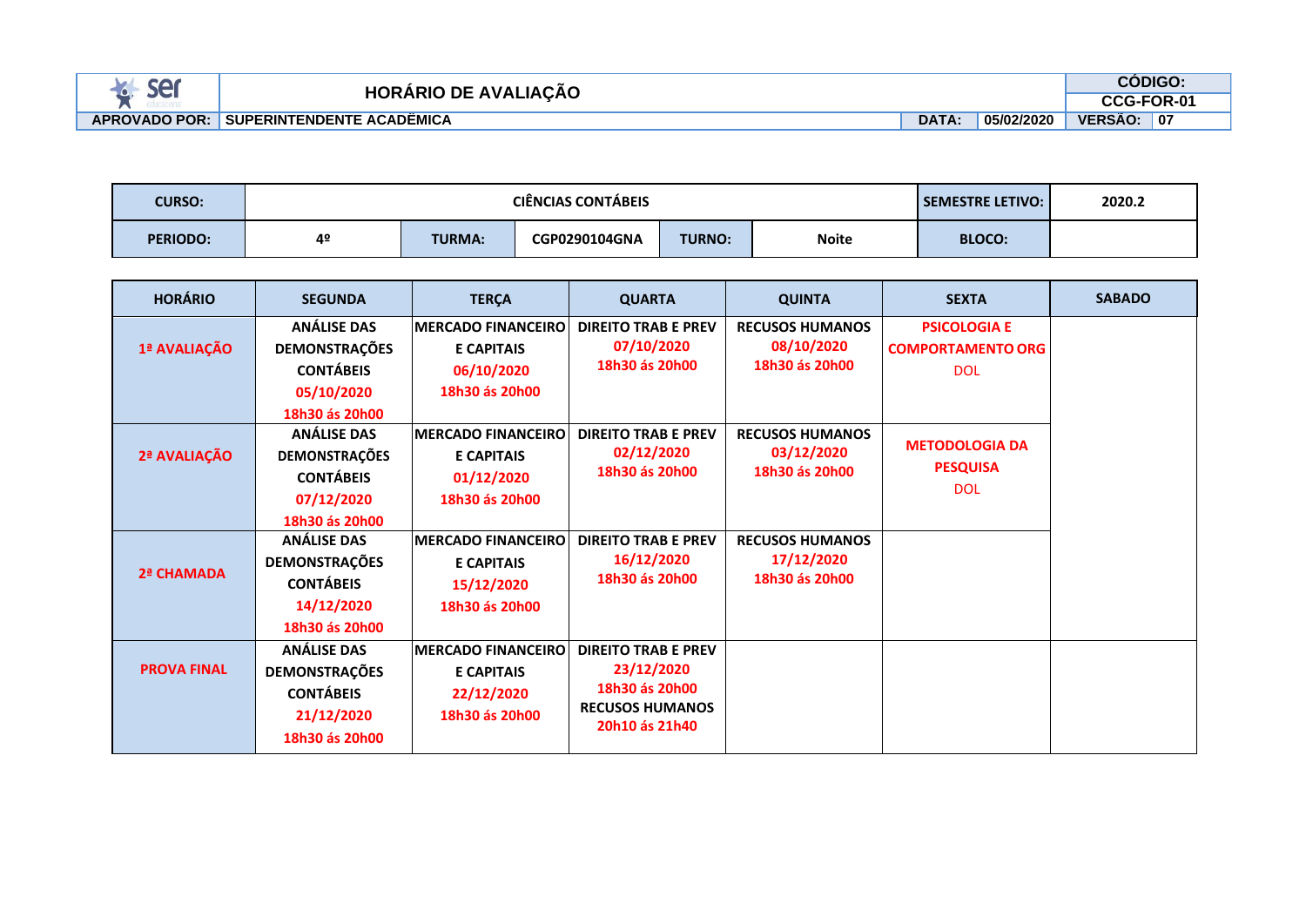| ser | HORÁRIO DE AVALIAÇÃO | | | CÓDIGO: |
|---|---|---|---|---|
| | | | | CCG-FOR-01 |
| APROVADO POR: | SUPERINTENDENTE ACADÊMICA | DATA: | 05/02/2020 | VERSÃO: 07 |

| CURSO: | CIÊNCIAS CONTÁBEIS | | | | | SEMESTRE LETIVO: | 2020.2 |
|---|---|---|---|---|---|---|---|
| PERIODO: | 4º | TURMA: | CGP0290104GNA | TURNO: | Noite | BLOCO: | |

| HORÁRIO | SEGUNDA | TERÇA | QUARTA | QUINTA | SEXTA | SABADO |
|---|---|---|---|---|---|---|
| 1ª AVALIAÇÃO | ANÁLISE DAS DEMONSTRAÇÕES CONTÁBEIS 05/10/2020 18h30 ás 20h00 | MERCADO FINANCEIRO E CAPITAIS 06/10/2020 18h30 ás 20h00 | DIREITO TRAB E PREV 07/10/2020 18h30 ás 20h00 | RECUSOS HUMANOS 08/10/2020 18h30 ás 20h00 | PSICOLOGIA E COMPORTAMENTO ORG DOL | |
| 2ª AVALIAÇÃO | ANÁLISE DAS DEMONSTRAÇÕES CONTÁBEIS 07/12/2020 18h30 ás 20h00 | MERCADO FINANCEIRO E CAPITAIS 01/12/2020 18h30 ás 20h00 | DIREITO TRAB E PREV 02/12/2020 18h30 ás 20h00 | RECUSOS HUMANOS 03/12/2020 18h30 ás 20h00 | METODOLOGIA DA PESQUISA DOL | |
| 2ª CHAMADA | ANÁLISE DAS DEMONSTRAÇÕES CONTÁBEIS 14/12/2020 18h30 ás 20h00 | MERCADO FINANCEIRO E CAPITAIS 15/12/2020 18h30 ás 20h00 | DIREITO TRAB E PREV 16/12/2020 18h30 ás 20h00 | RECUSOS HUMANOS 17/12/2020 18h30 ás 20h00 | | |
| PROVA FINAL | ANÁLISE DAS DEMONSTRAÇÕES CONTÁBEIS 21/12/2020 18h30 ás 20h00 | MERCADO FINANCEIRO E CAPITAIS 22/12/2020 18h30 ás 20h00 | DIREITO TRAB E PREV 23/12/2020 18h30 ás 20h00 RECUSOS HUMANOS 20h10 ás 21h40 | | | |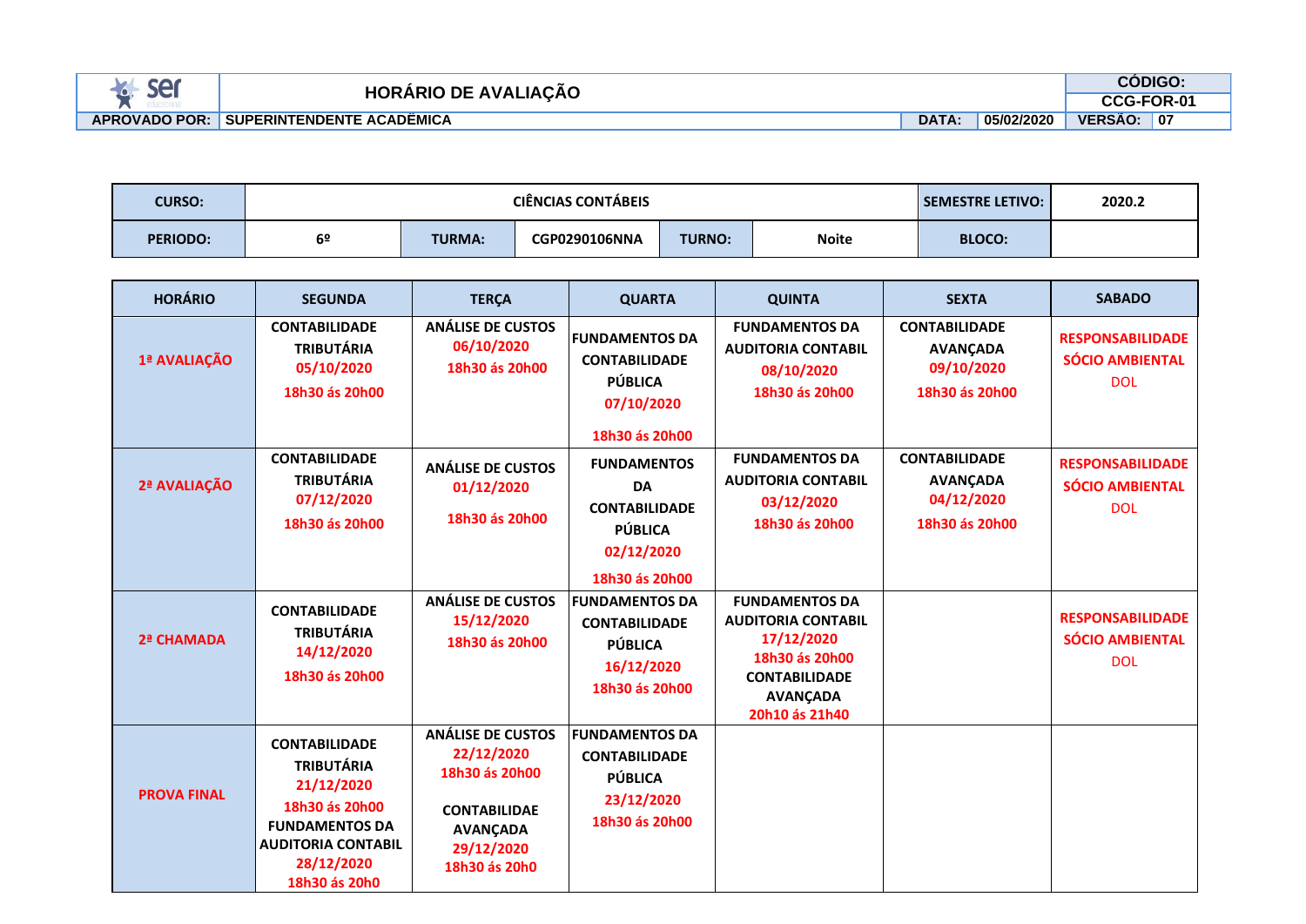| ser educacional | HORÁRIO DE AVALIAÇÃO | | | CÓDIGO: CCG-FOR-01 | |
|---|---|---|---|---|---|
| APROVADO POR: | SUPERINTENDENTE ACADÊMICA | DATA: | 05/02/2020 | VERSÃO: | 07 |

| CURSO: | CIÊNCIAS CONTÁBEIS | | | | | SEMESTRE LETIVO: | 2020.2 |
|---|---|---|---|---|---|---|---|
| PERIODO: | 6º | TURMA: | CGP0290106NNA | TURNO: | Noite | BLOCO: | |

| HORÁRIO | SEGUNDA | TERÇA | QUARTA | QUINTA | SEXTA | SABADO |
|---|---|---|---|---|---|---|
| 1ª AVALIAÇÃO | CONTABILIDADE TRIBUTÁRIA 05/10/2020 18h30 ás 20h00 | ANÁLISE DE CUSTOS 06/10/2020 18h30 ás 20h00 | FUNDAMENTOS DA CONTABILIDADE PÚBLICA 07/10/2020 18h30 ás 20h00 | FUNDAMENTOS DA AUDITORIA CONTABIL 08/10/2020 18h30 ás 20h00 | CONTABILIDADE AVANÇADA 09/10/2020 18h30 ás 20h00 | RESPONSABILIDADE SÓCIO AMBIENTAL DOL |
| 2ª AVALIAÇÃO | CONTABILIDADE TRIBUTÁRIA 07/12/2020 18h30 ás 20h00 | ANÁLISE DE CUSTOS 01/12/2020 18h30 ás 20h00 | FUNDAMENTOS DA CONTABILIDADE PÚBLICA 02/12/2020 18h30 ás 20h00 | FUNDAMENTOS DA AUDITORIA CONTABIL 03/12/2020 18h30 ás 20h00 | CONTABILIDADE AVANÇADA 04/12/2020 18h30 ás 20h00 | RESPONSABILIDADE SÓCIO AMBIENTAL DOL |
| 2ª CHAMADA | CONTABILIDADE TRIBUTÁRIA 14/12/2020 18h30 ás 20h00 | ANÁLISE DE CUSTOS 15/12/2020 18h30 ás 20h00 | FUNDAMENTOS DA CONTABILIDADE PÚBLICA 16/12/2020 18h30 ás 20h00 | FUNDAMENTOS DA AUDITORIA CONTABIL 17/12/2020 18h30 ás 20h00 CONTABILIDADE AVANÇADA 20h10 ás 21h40 | | RESPONSABILIDADE SÓCIO AMBIENTAL DOL |
| PROVA FINAL | CONTABILIDADE TRIBUTÁRIA 21/12/2020 18h30 ás 20h00 FUNDAMENTOS DA AUDITORIA CONTABIL 28/12/2020 18h30 ás 20h0 | ANÁLISE DE CUSTOS 22/12/2020 18h30 ás 20h00 CONTABILIDAE AVANÇADA 29/12/2020 18h30 ás 20h0 | FUNDAMENTOS DA CONTABILIDADE PÚBLICA 23/12/2020 18h30 ás 20h00 | | | |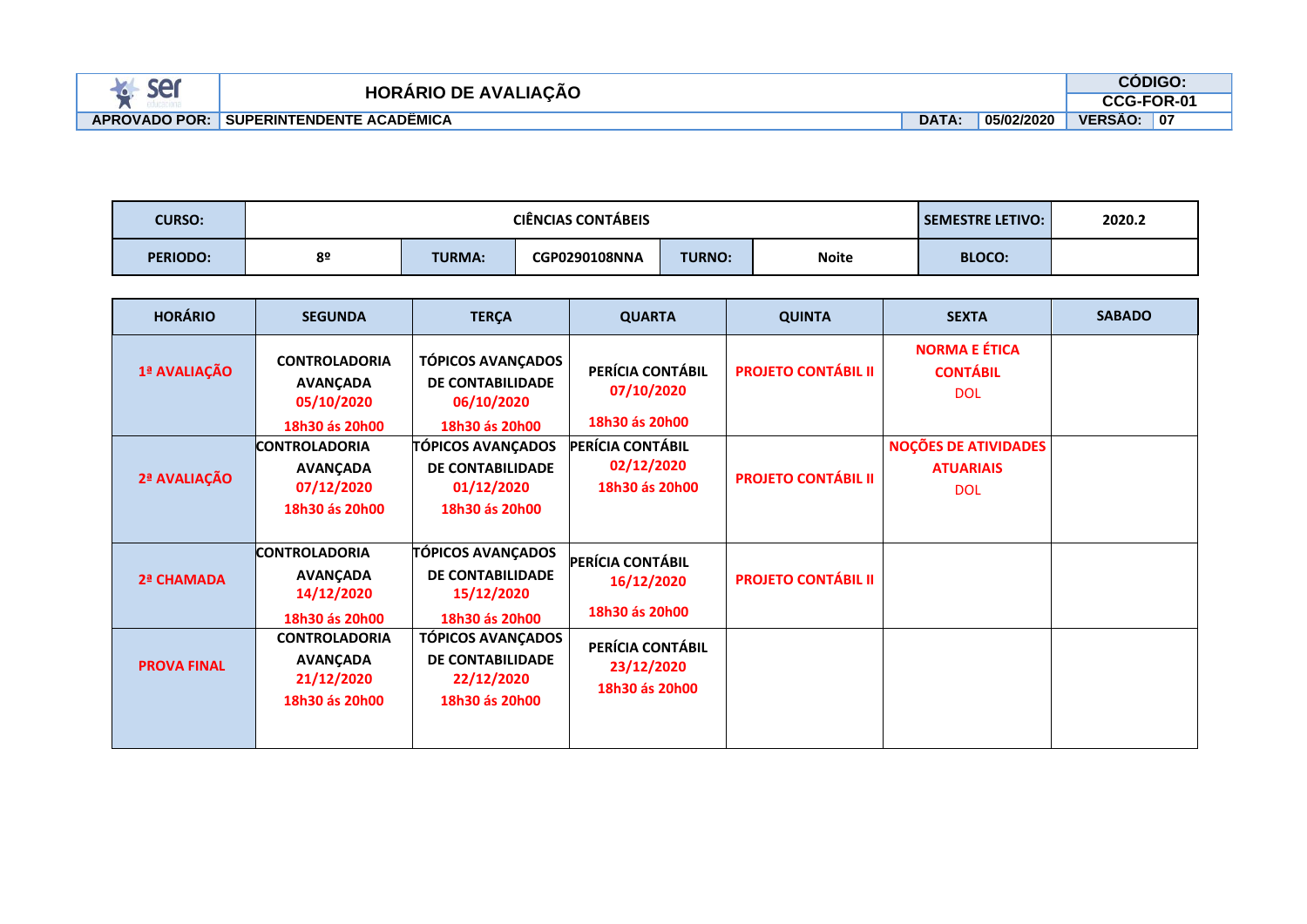| | | | | | |
|---|---|---|---|---|---|
| ser educacional | HORÁRIO DE AVALIAÇÃO | | | CÓDIGO: | |
| | | | | CCG-FOR-01 | |
| APROVADO POR: | SUPERINTENDENTE ACADÊMICA | DATA: | 05/02/2020 | VERSÃO: | 07 |

| CURSO: | CIÊNCIAS CONTÁBEIS | | | | | SEMESTRE LETIVO: | 2020.2 |
|---|---|---|---|---|---|---|---|
| PERIODO: | 8º | TURMA: | CGP0290108NNA | TURNO: | Noite | BLOCO: | |

| HORÁRIO | SEGUNDA | TERÇA | QUARTA | QUINTA | SEXTA | SABADO |
|---|---|---|---|---|---|---|
| 1ª AVALIAÇÃO | CONTROLADORIA AVANÇADA 05/10/2020 18h30 ás 20h00 | TÓPICOS AVANÇADOS DE CONTABILIDADE 06/10/2020 18h30 ás 20h00 | PERÍCIA CONTÁBIL 07/10/2020 18h30 ás 20h00 | PROJETO CONTÁBIL II | NORMA E ÉTICA CONTÁBIL DOL | |
| 2ª AVALIAÇÃO | CONTROLADORIA AVANÇADA 07/12/2020 18h30 ás 20h00 | TÓPICOS AVANÇADOS DE CONTABILIDADE 01/12/2020 18h30 ás 20h00 | PERÍCIA CONTÁBIL 02/12/2020 18h30 ás 20h00 | PROJETO CONTÁBIL II | NOÇÕES DE ATIVIDADES ATUARIAIS DOL | |
| 2ª CHAMADA | CONTROLADORIA AVANÇADA 14/12/2020 18h30 ás 20h00 | TÓPICOS AVANÇADOS DE CONTABILIDADE 15/12/2020 18h30 ás 20h00 | PERÍCIA CONTÁBIL 16/12/2020 18h30 ás 20h00 | PROJETO CONTÁBIL II | | |
| PROVA FINAL | CONTROLADORIA AVANÇADA 21/12/2020 18h30 ás 20h00 | TÓPICOS AVANÇADOS DE CONTABILIDADE 22/12/2020 18h30 ás 20h00 | PERÍCIA CONTÁBIL 23/12/2020 18h30 ás 20h00 | | | |